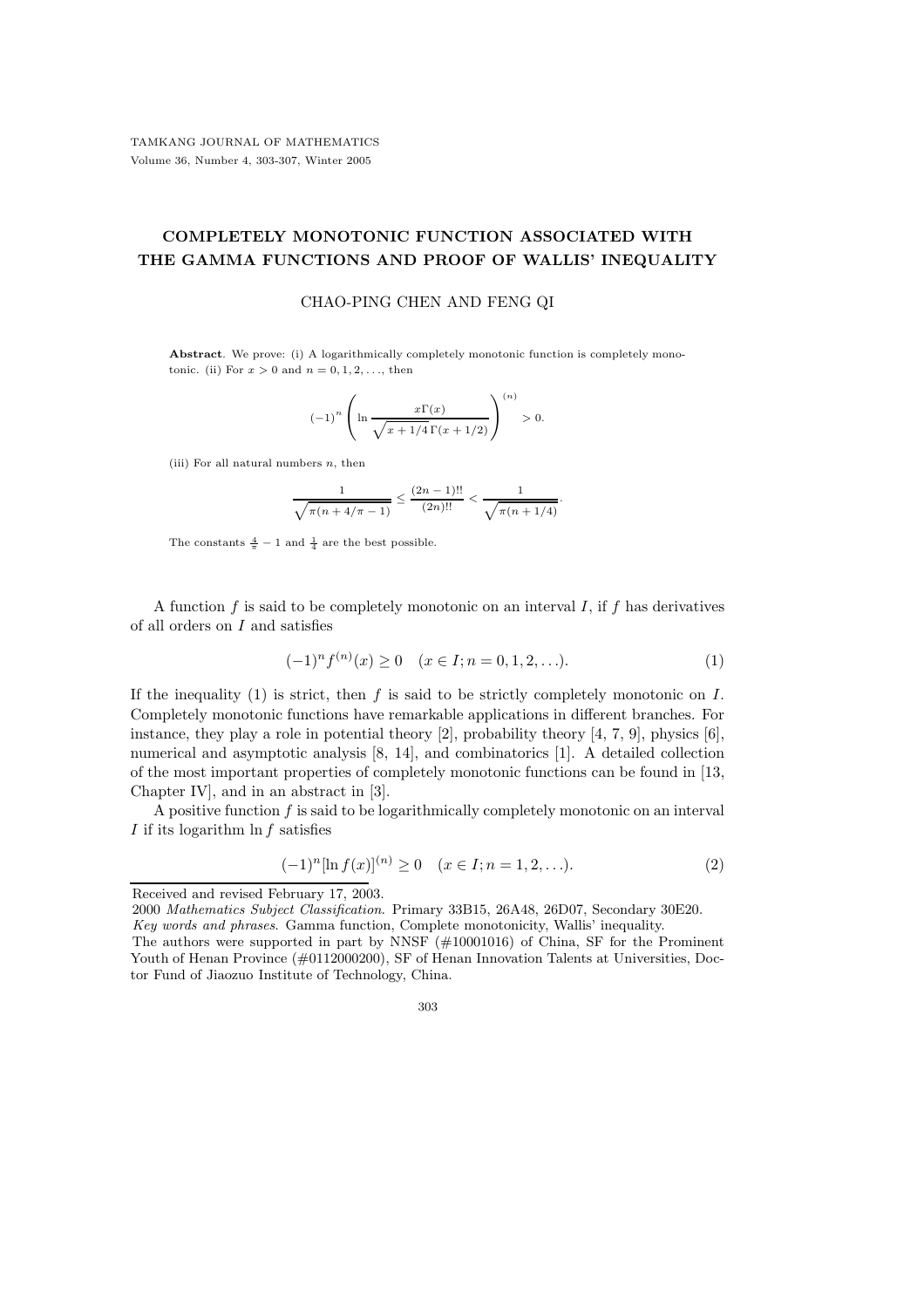# COMPLETELY MONOTONIC FUNCTION ASSOCIATED WITH THE GAMMA FUNCTIONS AND PROOF OF WALLIS' INEQUALITY

CHAO-PING CHEN AND FENG QI

**Abstract**. We prove: (i) A logarithmically completely monotonic function is completely monotonic. (ii) For $x > 0$ and $n = 0, 1, 2, \ldots$, then

$$(-1)^n \left( \ln \frac{x\Gamma(x)}{\sqrt{x + 1/4}\,\Gamma(x + 1/2)} \right)^{(n)} > 0.$$

(iii) For all natural numbers $n$, then

$$\frac{1}{\sqrt{\pi(n + 4/\pi - 1)}} \le \frac{(2n-1)!!}{(2n)!!} < \frac{1}{\sqrt{\pi(n + 1/4)}}.$$

The constants $\frac{4}{\pi} - 1$ and $\frac{1}{4}$ are the best possible.

A function $f$ is said to be completely monotonic on an interval $I$, if $f$ has derivatives of all orders on $I$ and satisfies

$$(-1)^n f^{(n)}(x) \ge 0 \quad (x \in I; n = 0, 1, 2, \ldots). \tag{1}$$

If the inequality (1) is strict, then $f$ is said to be strictly completely monotonic on $I$. Completely monotonic functions have remarkable applications in different branches. For instance, they play a role in potential theory [2], probability theory [4, 7, 9], physics [6], numerical and asymptotic analysis [8, 14], and combinatorics [1]. A detailed collection of the most important properties of completely monotonic functions can be found in [13, Chapter IV], and in an abstract in [3].

A positive function $f$ is said to be logarithmically completely monotonic on an interval $I$ if its logarithm $\ln f$ satisfies

$$(-1)^n [\ln f(x)]^{(n)} \ge 0 \quad (x \in I; n = 1, 2, \ldots). \tag{2}$$

---

Received and revised February 17, 2003.

2000 *Mathematics Subject Classification*. Primary 33B15, 26A48, 26D07, Secondary 30E20.

*Key words and phrases*. Gamma function, Complete monotonicity, Wallis' inequality.

The authors were supported in part by NNSF (#10001016) of China, SF for the Prominent Youth of Henan Province (#0112000200), SF of Henan Innovation Talents at Universities, Doctor Fund of Jiaozuo Institute of Technology, China.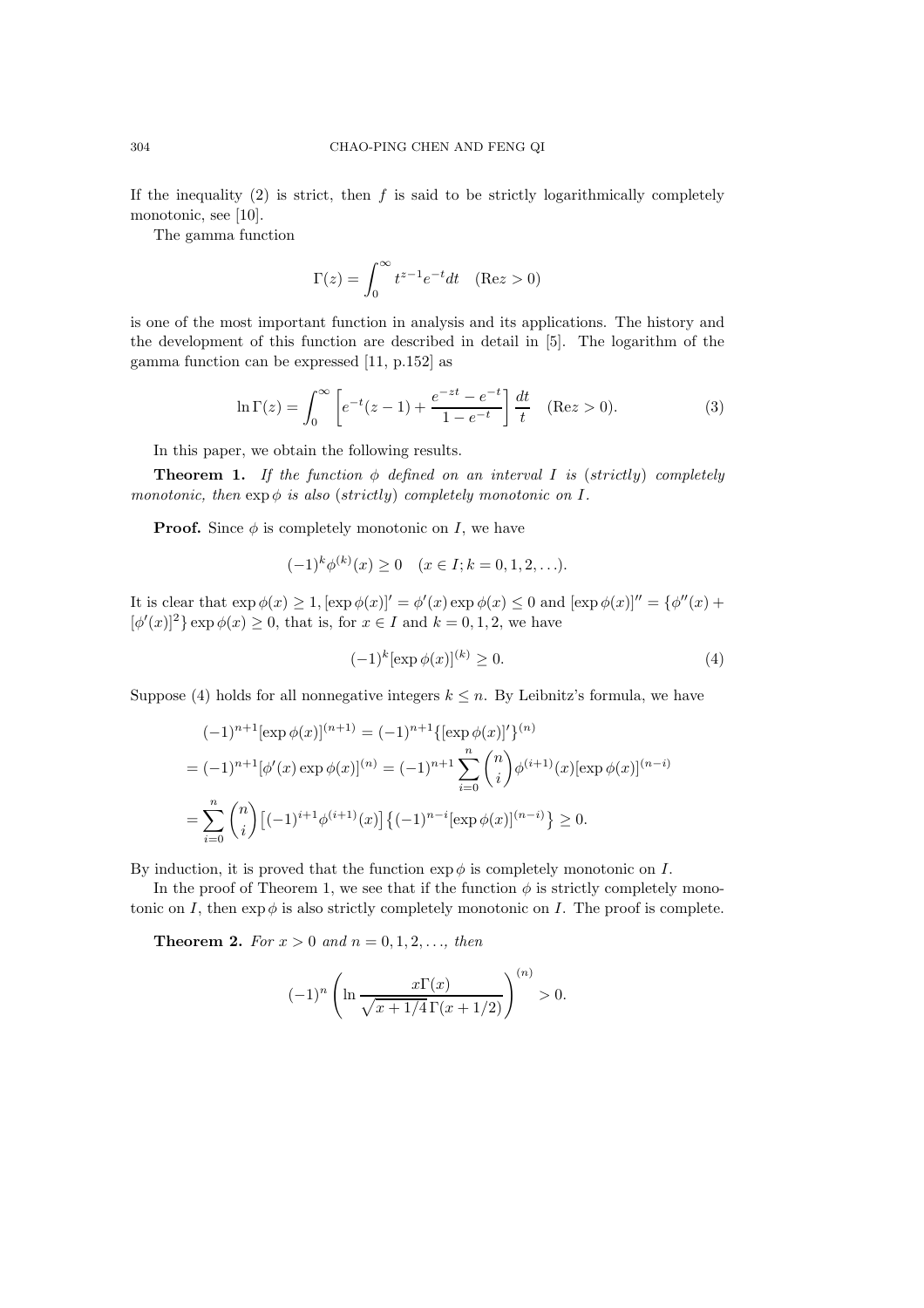If the inequality (2) is strict, then $f$ is said to be strictly logarithmically completely monotonic, see [10].

The gamma function

$$\Gamma(z) = \int_0^\infty t^{z-1} e^{-t} dt \quad (\mathrm{Re} z > 0)$$

is one of the most important function in analysis and its applications. The history and the development of this function are described in detail in [5]. The logarithm of the gamma function can be expressed [11, p.152] as

$$\ln \Gamma(z) = \int_0^\infty \left[ e^{-t}(z-1) + \frac{e^{-zt} - e^{-t}}{1 - e^{-t}} \right] \frac{dt}{t} \quad (\mathrm{Re} z > 0). \tag{3}$$

In this paper, we obtain the following results.

**Theorem 1.** *If the function $\phi$ defined on an interval $I$ is* (*strictly*) *completely monotonic, then $\exp \phi$ is also* (*strictly*) *completely monotonic on $I$.*

**Proof.** Since $\phi$ is completely monotonic on $I$, we have

$$(-1)^k \phi^{(k)}(x) \geq 0 \quad (x \in I; k = 0, 1, 2, \ldots).$$

It is clear that $\exp \phi(x) \geq 1, [\exp \phi(x)]' = \phi'(x) \exp \phi(x) \leq 0$ and $[\exp \phi(x)]'' = \{\phi''(x) + [\phi'(x)]^2\} \exp \phi(x) \geq 0$, that is, for $x \in I$ and $k = 0, 1, 2$, we have

$$(-1)^k [\exp \phi(x)]^{(k)} \geq 0. \tag{4}$$

Suppose (4) holds for all nonnegative integers $k \leq n$. By Leibnitz's formula, we have

$$\begin{aligned}
&(-1)^{n+1} [\exp \phi(x)]^{(n+1)} = (-1)^{n+1} \{[\exp \phi(x)]'\}^{(n)} \\
&= (-1)^{n+1} [\phi'(x) \exp \phi(x)]^{(n)} = (-1)^{n+1} \sum_{i=0}^n \binom{n}{i} \phi^{(i+1)}(x) [\exp \phi(x)]^{(n-i)} \\
&= \sum_{i=0}^n \binom{n}{i} \left[(-1)^{i+1} \phi^{(i+1)}(x)\right] \left\{(-1)^{n-i} [\exp \phi(x)]^{(n-i)}\right\} \geq 0.
\end{aligned}$$

By induction, it is proved that the function $\exp \phi$ is completely monotonic on $I$.

In the proof of Theorem 1, we see that if the function $\phi$ is strictly completely monotonic on $I$, then $\exp \phi$ is also strictly completely monotonic on $I$. The proof is complete.

**Theorem 2.** *For $x > 0$ and $n = 0, 1, 2, \ldots$, then*

$$(-1)^n \left( \ln \frac{x \Gamma(x)}{\sqrt{x + 1/4}\, \Gamma(x + 1/2)} \right)^{(n)} > 0.$$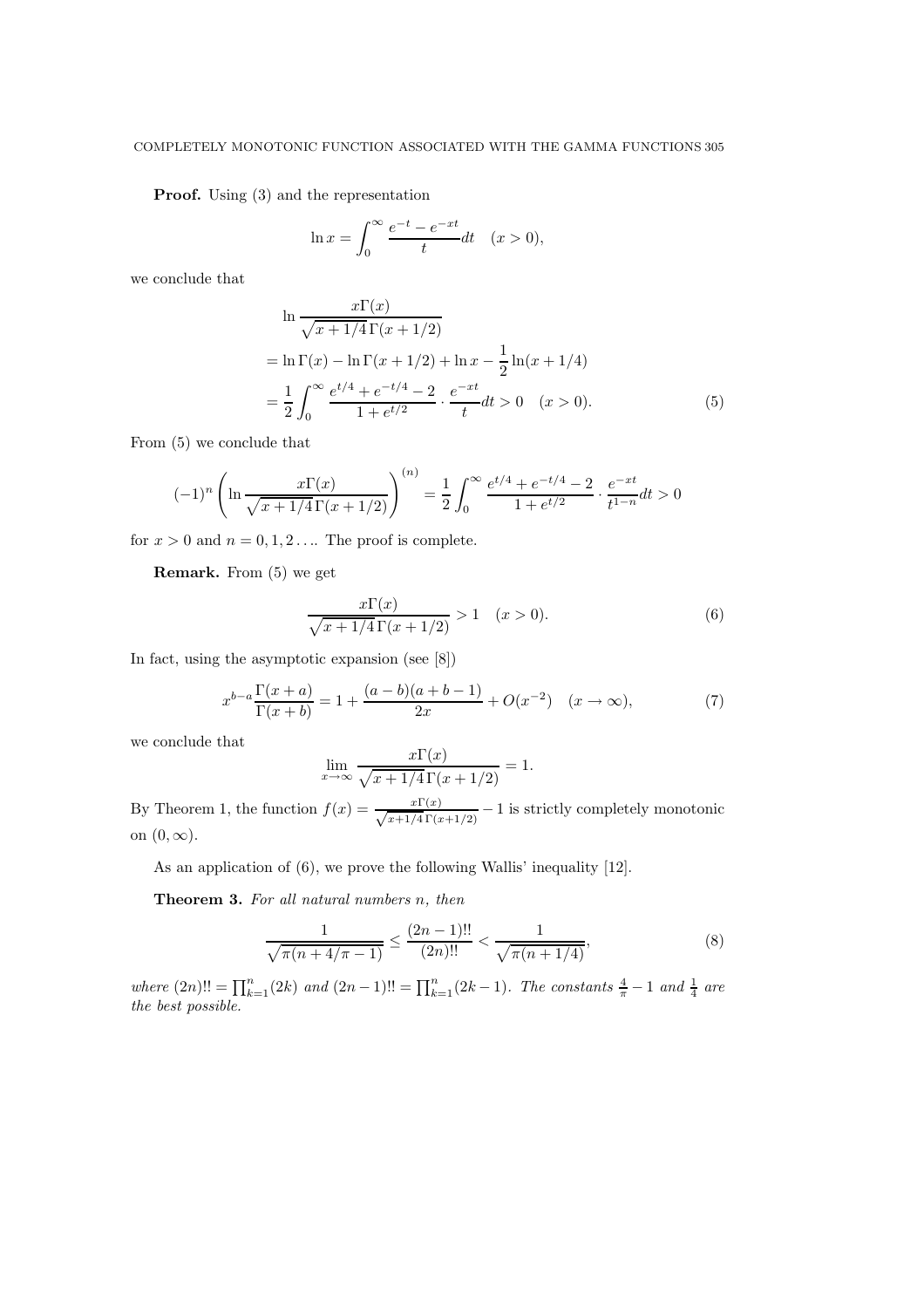**Proof.** Using (3) and the representation

$$\ln x = \int_0^\infty \frac{e^{-t} - e^{-xt}}{t} dt \quad (x > 0),$$

we conclude that

$$\begin{aligned}
&\ln \frac{x\Gamma(x)}{\sqrt{x+1/4}\,\Gamma(x+1/2)} \\
&= \ln \Gamma(x) - \ln \Gamma(x+1/2) + \ln x - \frac{1}{2}\ln(x+1/4) \\
&= \frac{1}{2}\int_0^\infty \frac{e^{t/4} + e^{-t/4} - 2}{1+e^{t/2}} \cdot \frac{e^{-xt}}{t} dt > 0 \quad (x > 0).
\end{aligned} \tag{5}$$

From (5) we conclude that

$$(-1)^n \left( \ln \frac{x\Gamma(x)}{\sqrt{x+1/4}\,\Gamma(x+1/2)} \right)^{(n)} = \frac{1}{2}\int_0^\infty \frac{e^{t/4} + e^{-t/4} - 2}{1+e^{t/2}} \cdot \frac{e^{-xt}}{t^{1-n}} dt > 0$$

for $x > 0$ and $n = 0, 1, 2 \ldots$. The proof is complete.

**Remark.** From (5) we get

$$\frac{x\Gamma(x)}{\sqrt{x+1/4}\,\Gamma(x+1/2)} > 1 \quad (x > 0). \tag{6}$$

In fact, using the asymptotic expansion (see [8])

$$x^{b-a}\frac{\Gamma(x+a)}{\Gamma(x+b)} = 1 + \frac{(a-b)(a+b-1)}{2x} + O(x^{-2}) \quad (x \to \infty), \tag{7}$$

we conclude that

$$\lim_{x\to\infty} \frac{x\Gamma(x)}{\sqrt{x+1/4}\,\Gamma(x+1/2)} = 1.$$

By Theorem 1, the function $f(x) = \frac{x\Gamma(x)}{\sqrt{x+1/4}\,\Gamma(x+1/2)} - 1$ is strictly completely monotonic on $(0, \infty)$.

As an application of (6), we prove the following Wallis' inequality [12].

**Theorem 3.** *For all natural numbers $n$, then*

$$\frac{1}{\sqrt{\pi(n + 4/\pi - 1)}} \leq \frac{(2n-1)!!}{(2n)!!} < \frac{1}{\sqrt{\pi(n+1/4)}}, \tag{8}$$

*where $(2n)!! = \prod_{k=1}^n (2k)$ and $(2n-1)!! = \prod_{k=1}^n (2k-1)$. The constants $\frac{4}{\pi} - 1$ and $\frac{1}{4}$ are the best possible.*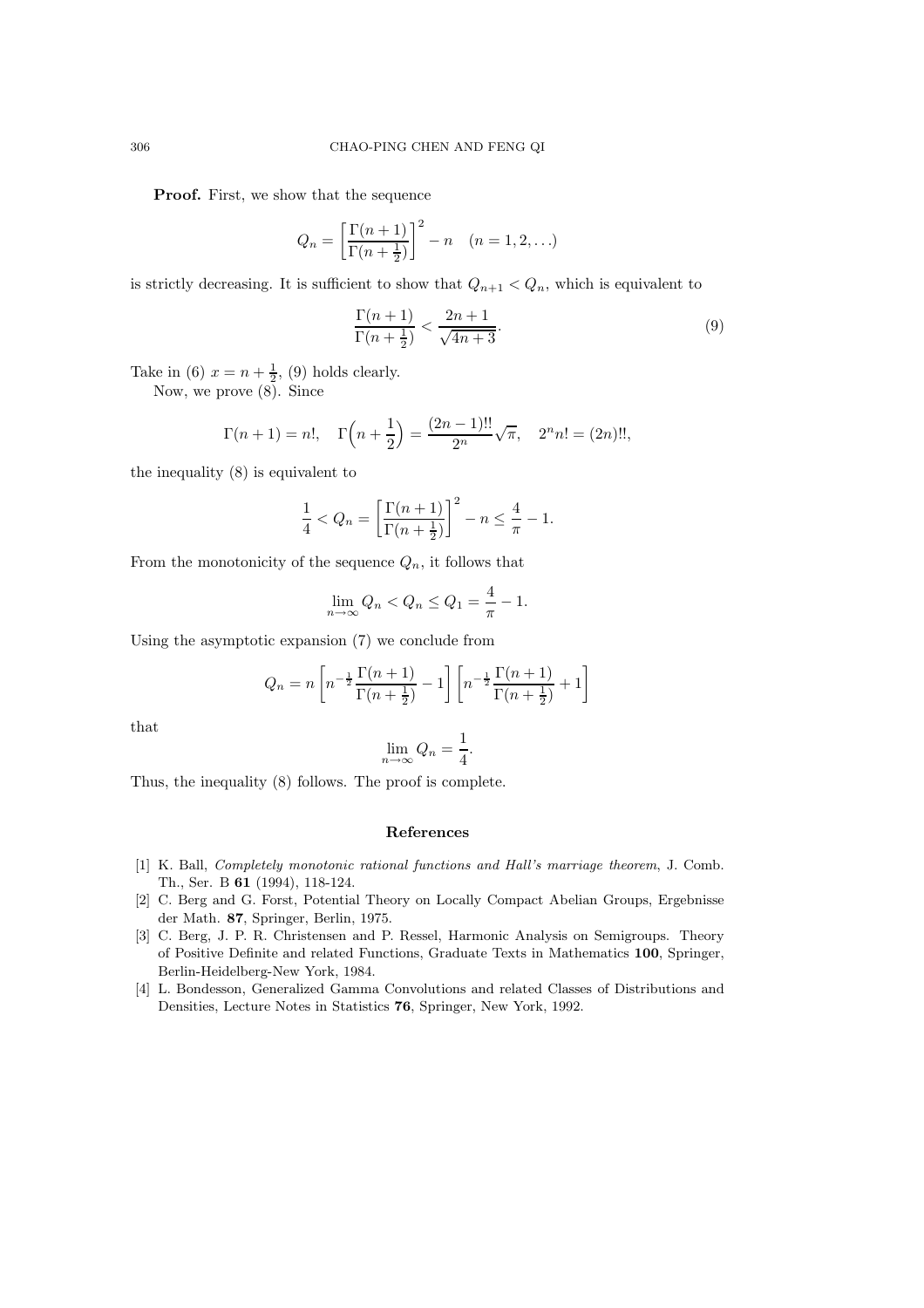**Proof.** First, we show that the sequence

$$Q_n = \left[\frac{\Gamma(n+1)}{\Gamma(n+\frac{1}{2})}\right]^2 - n \quad (n = 1, 2, \dots)$$

is strictly decreasing. It is sufficient to show that $Q_{n+1} < Q_n$, which is equivalent to

$$\frac{\Gamma(n+1)}{\Gamma(n+\frac{1}{2})} < \frac{2n+1}{\sqrt{4n+3}}. \tag{9}$$

Take in (6) $x = n + \frac{1}{2}$, (9) holds clearly.

Now, we prove (8). Since

$$\Gamma(n+1) = n!, \quad \Gamma\Big(n + \frac{1}{2}\Big) = \frac{(2n-1)!!}{2^n}\sqrt{\pi}, \quad 2^n n! = (2n)!!,$$

the inequality (8) is equivalent to

$$\frac{1}{4} < Q_n = \left[\frac{\Gamma(n+1)}{\Gamma(n+\frac{1}{2})}\right]^2 - n \le \frac{4}{\pi} - 1.$$

From the monotonicity of the sequence $Q_n$, it follows that

$$\lim_{n\to\infty} Q_n < Q_n \le Q_1 = \frac{4}{\pi} - 1.$$

Using the asymptotic expansion (7) we conclude from

$$Q_n = n\left[n^{-\frac{1}{2}}\frac{\Gamma(n+1)}{\Gamma(n+\frac{1}{2})} - 1\right]\left[n^{-\frac{1}{2}}\frac{\Gamma(n+1)}{\Gamma(n+\frac{1}{2})} + 1\right]$$

that

$$\lim_{n\to\infty} Q_n = \frac{1}{4}.$$

Thus, the inequality (8) follows. The proof is complete.

## References

[1] K. Ball, *Completely monotonic rational functions and Hall's marriage theorem*, J. Comb. Th., Ser. B **61** (1994), 118-124.

[2] C. Berg and G. Forst, Potential Theory on Locally Compact Abelian Groups, Ergebnisse der Math. **87**, Springer, Berlin, 1975.

[3] C. Berg, J. P. R. Christensen and P. Ressel, Harmonic Analysis on Semigroups. Theory of Positive Definite and related Functions, Graduate Texts in Mathematics **100**, Springer, Berlin-Heidelberg-New York, 1984.

[4] L. Bondesson, Generalized Gamma Convolutions and related Classes of Distributions and Densities, Lecture Notes in Statistics **76**, Springer, New York, 1992.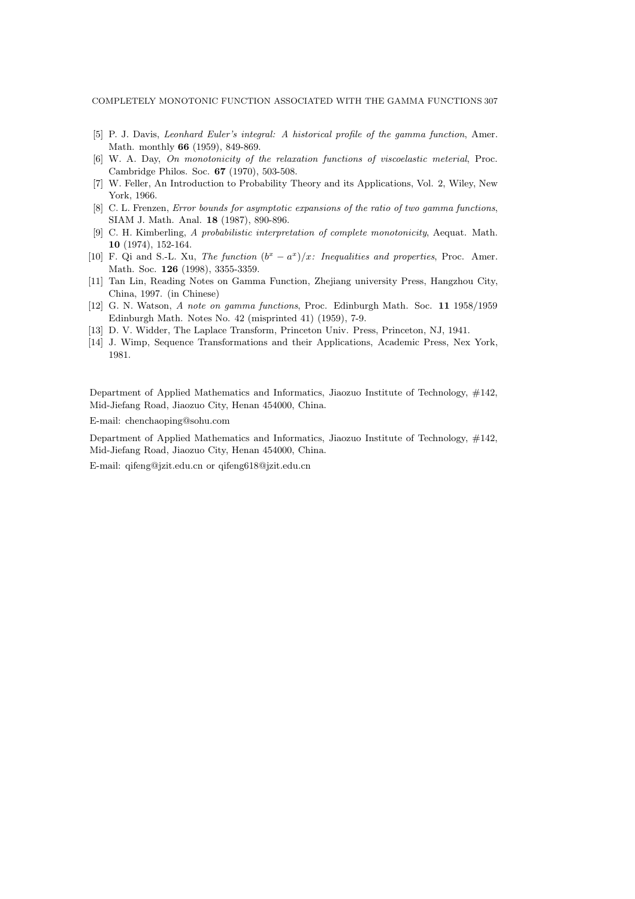[5] P. J. Davis, *Leonhard Euler's integral: A historical profile of the gamma function*, Amer. Math. monthly **66** (1959), 849-869.

[6] W. A. Day, *On monotonicity of the relaxation functions of viscoelastic meterial*, Proc. Cambridge Philos. Soc. **67** (1970), 503-508.

[7] W. Feller, An Introduction to Probability Theory and its Applications, Vol. 2, Wiley, New York, 1966.

[8] C. L. Frenzen, *Error bounds for asymptotic expansions of the ratio of two gamma functions*, SIAM J. Math. Anal. **18** (1987), 890-896.

[9] C. H. Kimberling, *A probabilistic interpretation of complete monotonicity*, Aequat. Math. **10** (1974), 152-164.

[10] F. Qi and S.-L. Xu, *The function $(b^x - a^x)/x$: Inequalities and properties*, Proc. Amer. Math. Soc. **126** (1998), 3355-3359.

[11] Tan Lin, Reading Notes on Gamma Function, Zhejiang university Press, Hangzhou City, China, 1997. (in Chinese)

[12] G. N. Watson, *A note on gamma functions*, Proc. Edinburgh Math. Soc. **11** 1958/1959 Edinburgh Math. Notes No. 42 (misprinted 41) (1959), 7-9.

[13] D. V. Widder, The Laplace Transform, Princeton Univ. Press, Princeton, NJ, 1941.

[14] J. Wimp, Sequence Transformations and their Applications, Academic Press, Nex York, 1981.

Department of Applied Mathematics and Informatics, Jiaozuo Institute of Technology, #142, Mid-Jiefang Road, Jiaozuo City, Henan 454000, China.

E-mail: chenchaoping@sohu.com

Department of Applied Mathematics and Informatics, Jiaozuo Institute of Technology, #142, Mid-Jiefang Road, Jiaozuo City, Henan 454000, China.

E-mail: qifeng@jzit.edu.cn or qifeng618@jzit.edu.cn